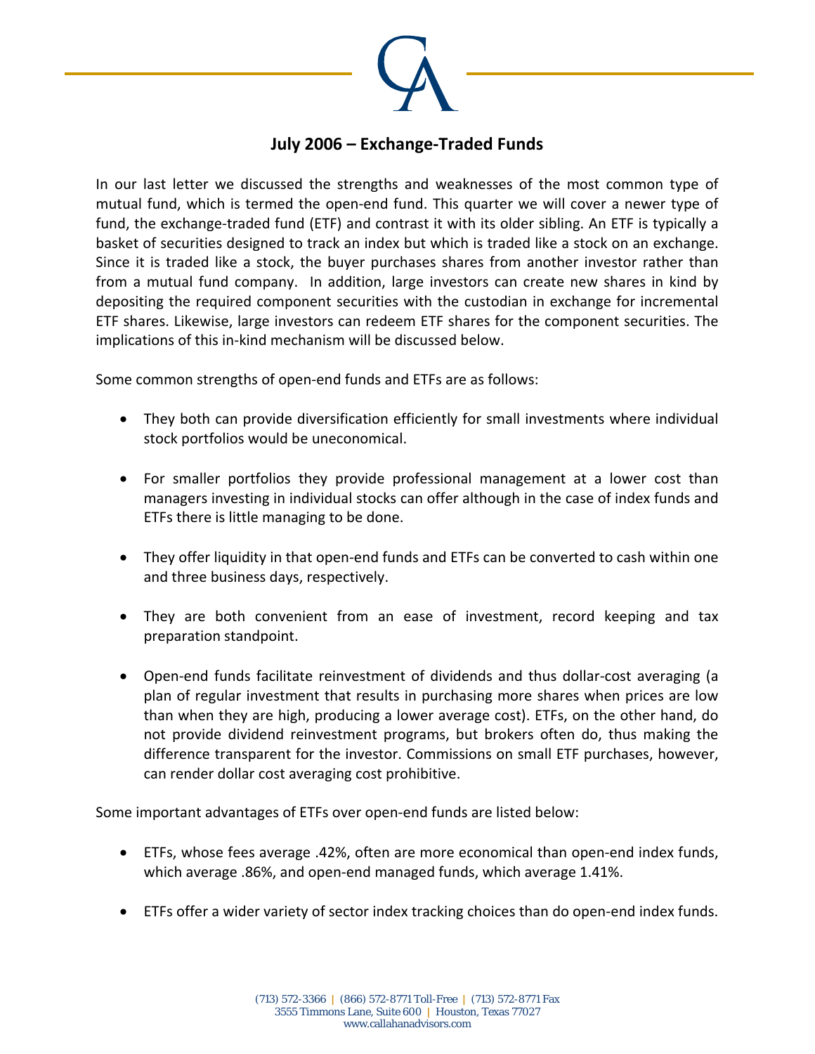## July 2006 – Exchange-Traded Funds

In our last letter we discussed the strengths and weaknesses of the most common type of mutual fund, which is termed the open-end fund. This quarter we will cover a newer type of fund, the exchange-traded fund (ETF) and contrast it with its older sibling. An ETF is typically a basket of securities designed to track an index but which is traded like a stock on an exchange. Since it is traded like a stock, the buyer purchases shares from another investor rather than from a mutual fund company. In addition, large investors can create new shares in kind by depositing the required component securities with the custodian in exchange for incremental ETF shares. Likewise, large investors can redeem ETF shares for the component securities. The implications of this in-kind mechanism will be discussed below.

Some common strengths of open-end funds and ETFs are as follows:

- They both can provide diversification efficiently for small investments where individual stock portfolios would be uneconomical.

- For smaller portfolios they provide professional management at a lower cost than managers investing in individual stocks can offer although in the case of index funds and ETFs there is little managing to be done.

- They offer liquidity in that open-end funds and ETFs can be converted to cash within one and three business days, respectively.

- They are both convenient from an ease of investment, record keeping and tax preparation standpoint.

- Open-end funds facilitate reinvestment of dividends and thus dollar-cost averaging (a plan of regular investment that results in purchasing more shares when prices are low than when they are high, producing a lower average cost). ETFs, on the other hand, do not provide dividend reinvestment programs, but brokers often do, thus making the difference transparent for the investor. Commissions on small ETF purchases, however, can render dollar cost averaging cost prohibitive.

Some important advantages of ETFs over open-end funds are listed below:

- ETFs, whose fees average .42%, often are more economical than open-end index funds, which average .86%, and open-end managed funds, which average 1.41%.

- ETFs offer a wider variety of sector index tracking choices than do open-end index funds.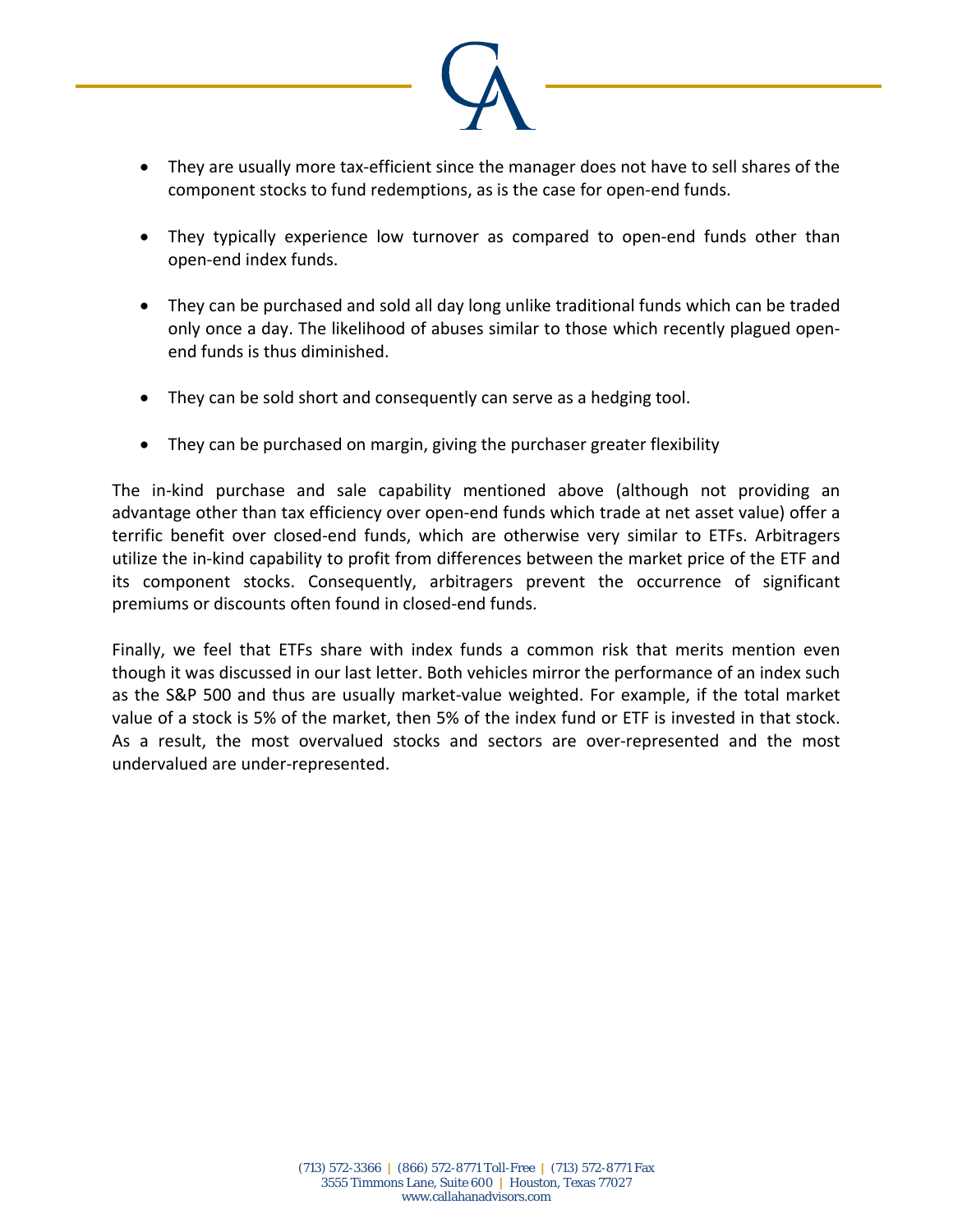- They are usually more tax-efficient since the manager does not have to sell shares of the component stocks to fund redemptions, as is the case for open-end funds.
- They typically experience low turnover as compared to open-end funds other than open-end index funds.
- They can be purchased and sold all day long unlike traditional funds which can be traded only once a day. The likelihood of abuses similar to those which recently plagued open-end funds is thus diminished.
- They can be sold short and consequently can serve as a hedging tool.
- They can be purchased on margin, giving the purchaser greater flexibility

The in-kind purchase and sale capability mentioned above (although not providing an advantage other than tax efficiency over open-end funds which trade at net asset value) offer a terrific benefit over closed-end funds, which are otherwise very similar to ETFs. Arbitragers utilize the in-kind capability to profit from differences between the market price of the ETF and its component stocks. Consequently, arbitragers prevent the occurrence of significant premiums or discounts often found in closed-end funds.

Finally, we feel that ETFs share with index funds a common risk that merits mention even though it was discussed in our last letter. Both vehicles mirror the performance of an index such as the S&P 500 and thus are usually market-value weighted. For example, if the total market value of a stock is 5% of the market, then 5% of the index fund or ETF is invested in that stock. As a result, the most overvalued stocks and sectors are over-represented and the most undervalued are under-represented.